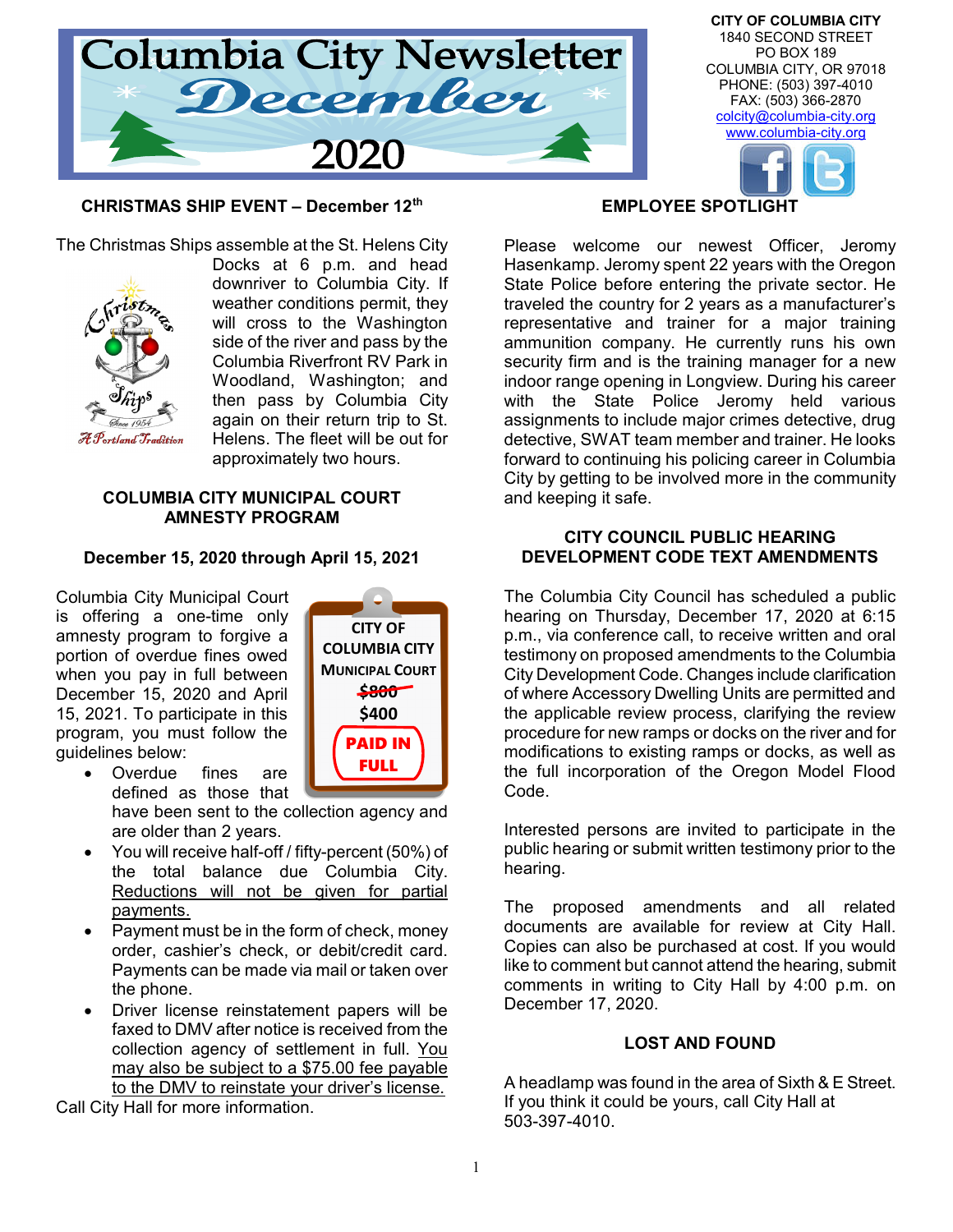# Columbia City Newsletter December 2020

**CITY OF COLUMBIA CITY**
1840 SECOND STREET
PO BOX 189
COLUMBIA CITY, OR 97018
PHONE: (503) 397-4010
FAX: (503) 366-2870
colcity@columbia-city.org
www.columbia-city.org

## CHRISTMAS SHIP EVENT – December 12th

The Christmas Ships assemble at the St. Helens City Docks at 6 p.m. and head downriver to Columbia City. If weather conditions permit, they will cross to the Washington side of the river and pass by the Columbia Riverfront RV Park in Woodland, Washington; and then pass by Columbia City again on their return trip to St. Helens. The fleet will be out for approximately two hours.

## COLUMBIA CITY MUNICIPAL COURT AMNESTY PROGRAM

**December 15, 2020 through April 15, 2021**

Columbia City Municipal Court is offering a one-time only amnesty program to forgive a portion of overdue fines owed when you pay in full between December 15, 2020 and April 15, 2021. To participate in this program, you must follow the guidelines below:

CITY OF COLUMBIA CITY MUNICIPAL COURT
~~$800~~
$400
PAID IN FULL

- Overdue fines are defined as those that have been sent to the collection agency and are older than 2 years.
- You will receive half-off / fifty-percent (50%) of the total balance due Columbia City. Reductions will not be given for partial payments.
- Payment must be in the form of check, money order, cashier's check, or debit/credit card. Payments can be made via mail or taken over the phone.
- Driver license reinstatement papers will be faxed to DMV after notice is received from the collection agency of settlement in full. You may also be subject to a $75.00 fee payable to the DMV to reinstate your driver's license.

Call City Hall for more information.

## EMPLOYEE SPOTLIGHT

Please welcome our newest Officer, Jeromy Hasenkamp. Jeromy spent 22 years with the Oregon State Police before entering the private sector. He traveled the country for 2 years as a manufacturer's representative and trainer for a major training ammunition company. He currently runs his own security firm and is the training manager for a new indoor range opening in Longview. During his career with the State Police Jeromy held various assignments to include major crimes detective, drug detective, SWAT team member and trainer. He looks forward to continuing his policing career in Columbia City by getting to be involved more in the community and keeping it safe.

## CITY COUNCIL PUBLIC HEARING DEVELOPMENT CODE TEXT AMENDMENTS

The Columbia City Council has scheduled a public hearing on Thursday, December 17, 2020 at 6:15 p.m., via conference call, to receive written and oral testimony on proposed amendments to the Columbia City Development Code. Changes include clarification of where Accessory Dwelling Units are permitted and the applicable review process, clarifying the review procedure for new ramps or docks on the river and for modifications to existing ramps or docks, as well as the full incorporation of the Oregon Model Flood Code.

Interested persons are invited to participate in the public hearing or submit written testimony prior to the hearing.

The proposed amendments and all related documents are available for review at City Hall. Copies can also be purchased at cost. If you would like to comment but cannot attend the hearing, submit comments in writing to City Hall by 4:00 p.m. on December 17, 2020.

## LOST AND FOUND

A headlamp was found in the area of Sixth & E Street. If you think it could be yours, call City Hall at 503-397-4010.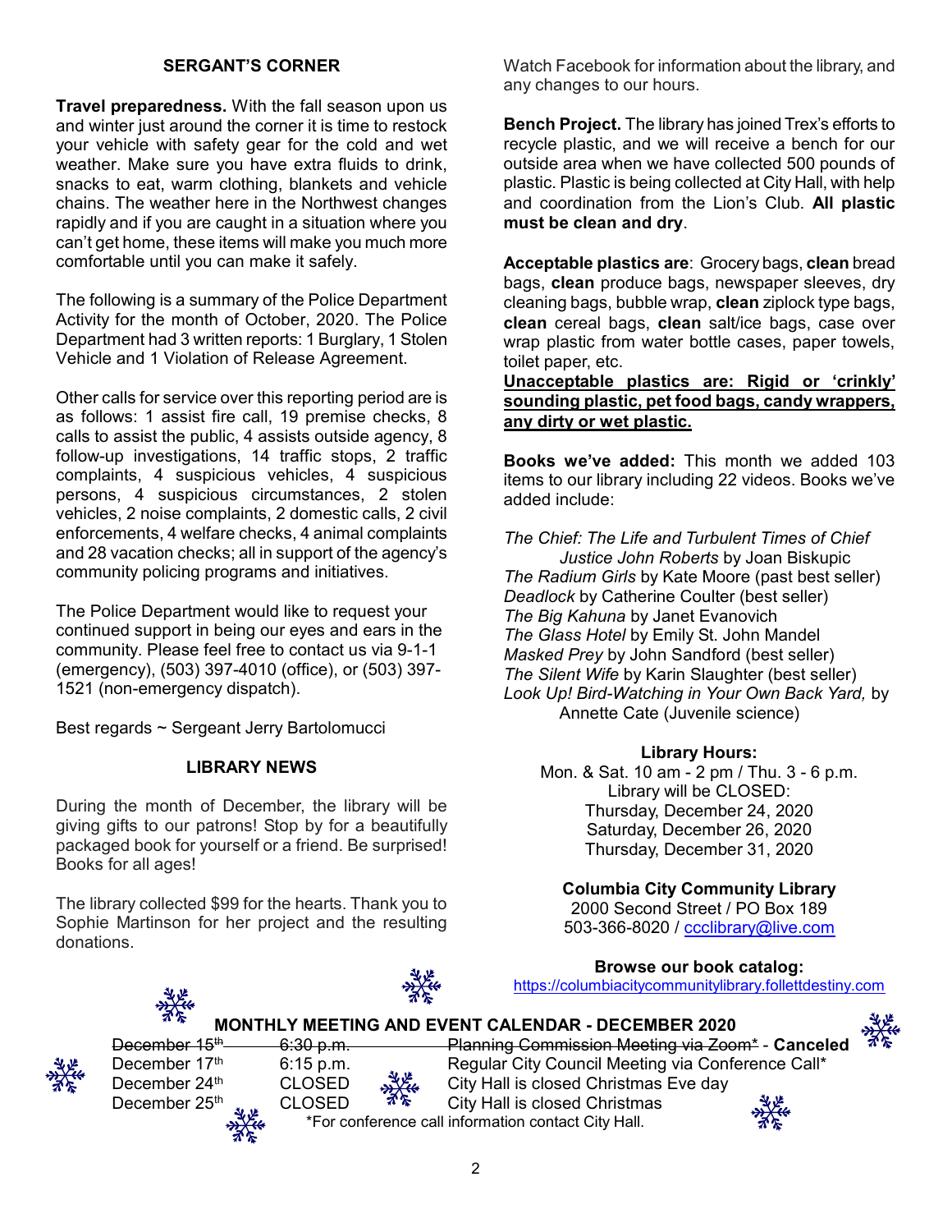## SERGANT'S CORNER

**Travel preparedness.** With the fall season upon us and winter just around the corner it is time to restock your vehicle with safety gear for the cold and wet weather. Make sure you have extra fluids to drink, snacks to eat, warm clothing, blankets and vehicle chains. The weather here in the Northwest changes rapidly and if you are caught in a situation where you can't get home, these items will make you much more comfortable until you can make it safely.

The following is a summary of the Police Department Activity for the month of October, 2020. The Police Department had 3 written reports: 1 Burglary, 1 Stolen Vehicle and 1 Violation of Release Agreement.

Other calls for service over this reporting period are is as follows: 1 assist fire call, 19 premise checks, 8 calls to assist the public, 4 assists outside agency, 8 follow-up investigations, 14 traffic stops, 2 traffic complaints, 4 suspicious vehicles, 4 suspicious persons, 4 suspicious circumstances, 2 stolen vehicles, 2 noise complaints, 2 domestic calls, 2 civil enforcements, 4 welfare checks, 4 animal complaints and 28 vacation checks; all in support of the agency's community policing programs and initiatives.

The Police Department would like to request your continued support in being our eyes and ears in the community. Please feel free to contact us via 9-1-1 (emergency), (503) 397-4010 (office), or (503) 397-1521 (non-emergency dispatch).

Best regards ~ Sergeant Jerry Bartolomucci

## LIBRARY NEWS

During the month of December, the library will be giving gifts to our patrons! Stop by for a beautifully packaged book for yourself or a friend. Be surprised! Books for all ages!

The library collected $99 for the hearts. Thank you to Sophie Martinson for her project and the resulting donations.

Watch Facebook for information about the library, and any changes to our hours.

**Bench Project.** The library has joined Trex's efforts to recycle plastic, and we will receive a bench for our outside area when we have collected 500 pounds of plastic. Plastic is being collected at City Hall, with help and coordination from the Lion's Club. **All plastic must be clean and dry**.

**Acceptable plastics are**: Grocery bags, **clean** bread bags, **clean** produce bags, newspaper sleeves, dry cleaning bags, bubble wrap, **clean** ziplock type bags, **clean** cereal bags, **clean** salt/ice bags, case over wrap plastic from water bottle cases, paper towels, toilet paper, etc.

**Unacceptable plastics are: Rigid or 'crinkly' sounding plastic, pet food bags, candy wrappers, any dirty or wet plastic.**

**Books we've added:** This month we added 103 items to our library including 22 videos. Books we've added include:

*The Chief: The Life and Turbulent Times of Chief Justice John Roberts* by Joan Biskupic
*The Radium Girls* by Kate Moore (past best seller)
*Deadlock* by Catherine Coulter (best seller)
*The Big Kahuna* by Janet Evanovich
*The Glass Hotel* by Emily St. John Mandel
*Masked Prey* by John Sandford (best seller)
*The Silent Wife* by Karin Slaughter (best seller)
*Look Up! Bird-Watching in Your Own Back Yard,* by Annette Cate (Juvenile science)

**Library Hours:**
Mon. & Sat. 10 am - 2 pm / Thu. 3 - 6 p.m.
Library will be CLOSED:
Thursday, December 24, 2020
Saturday, December 26, 2020
Thursday, December 31, 2020

**Columbia City Community Library**
2000 Second Street / PO Box 189
503-366-8020 / ccclibrary@live.com

**Browse our book catalog:**
https://columbiacitycommunitylibrary.follettdestiny.com

## MONTHLY MEETING AND EVENT CALENDAR - DECEMBER 2020

| | | |
|---|---|---|
| ~~December 15th~~ | ~~6:30 p.m.~~ | ~~Planning Commission Meeting via Zoom*~~ - **Canceled** |
| December 17th | 6:15 p.m. | Regular City Council Meeting via Conference Call* |
| December 24th | CLOSED | City Hall is closed Christmas Eve day |
| December 25th | CLOSED | City Hall is closed Christmas |

*For conference call information contact City Hall.